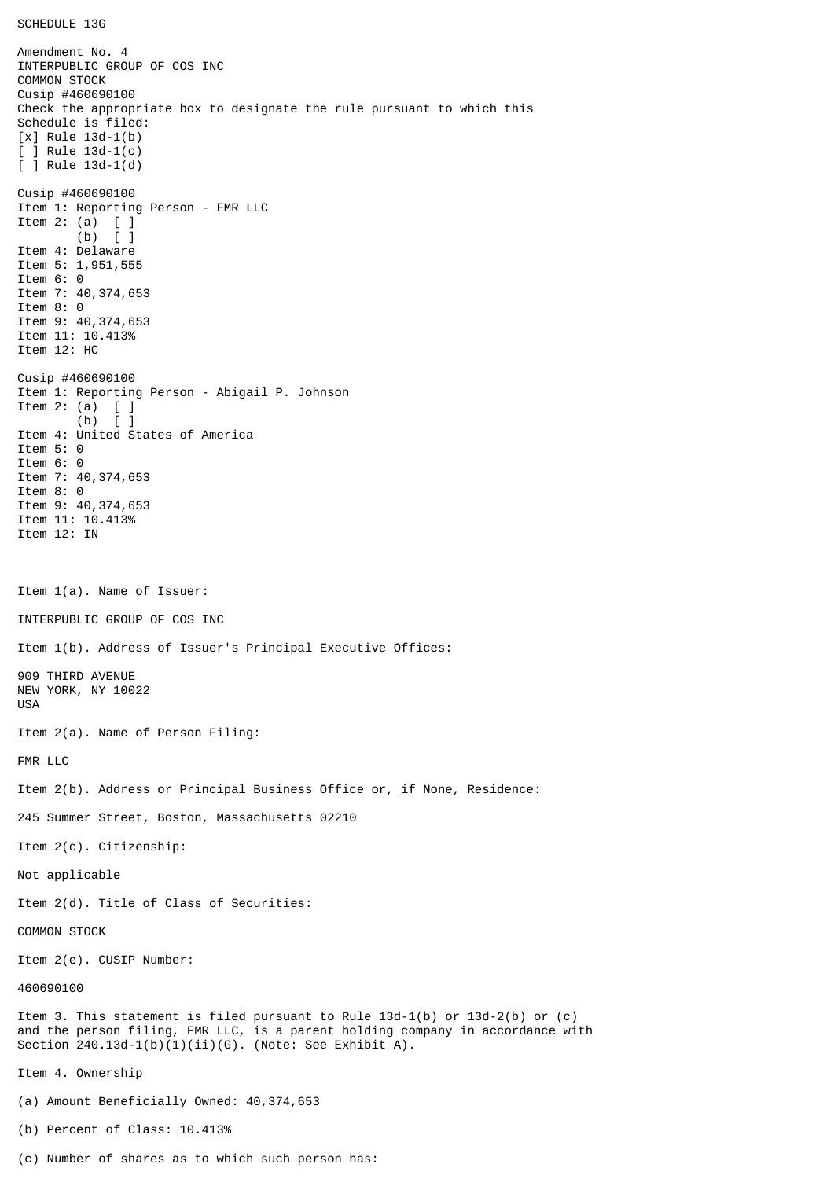SCHEDULE 13G

Amendment No. 4
INTERPUBLIC GROUP OF COS INC
COMMON STOCK
Cusip #460690100
Check the appropriate box to designate the rule pursuant to which this Schedule is filed:
[x] Rule 13d-1(b)
[ ] Rule 13d-1(c)
[ ] Rule 13d-1(d)

Cusip #460690100
Item 1: Reporting Person - FMR LLC
Item 2: (a) [ ]
(b) [ ]
Item 4: Delaware
Item 5: 1,951,555
Item 6: 0
Item 7: 40,374,653
Item 8: 0
Item 9: 40,374,653
Item 11: 10.413%
Item 12: HC

Cusip #460690100
Item 1: Reporting Person - Abigail P. Johnson
Item 2: (a) [ ]
(b) [ ]
Item 4: United States of America
Item 5: 0
Item 6: 0
Item 7: 40,374,653
Item 8: 0
Item 9: 40,374,653
Item 11: 10.413%
Item 12: IN

Item 1(a). Name of Issuer:

INTERPUBLIC GROUP OF COS INC

Item 1(b). Address of Issuer's Principal Executive Offices:

909 THIRD AVENUE
NEW YORK, NY 10022
USA

Item 2(a). Name of Person Filing:

FMR LLC

Item 2(b). Address or Principal Business Office or, if None, Residence:

245 Summer Street, Boston, Massachusetts 02210

Item 2(c). Citizenship:

Not applicable

Item 2(d). Title of Class of Securities:

COMMON STOCK

Item 2(e). CUSIP Number:

460690100

Item 3. This statement is filed pursuant to Rule 13d-1(b) or 13d-2(b) or (c) and the person filing, FMR LLC, is a parent holding company in accordance with Section 240.13d-1(b)(1)(ii)(G). (Note: See Exhibit A).

Item 4. Ownership

(a) Amount Beneficially Owned: 40,374,653

(b) Percent of Class: 10.413%

(c) Number of shares as to which such person has: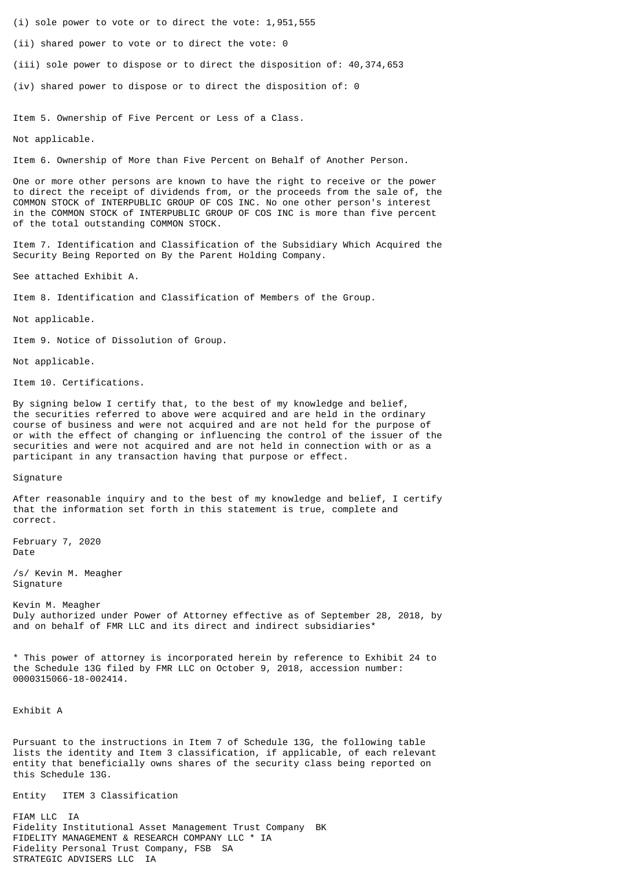(i) sole power to vote or to direct the vote: 1,951,555

(ii) shared power to vote or to direct the vote: 0

(iii) sole power to dispose or to direct the disposition of: 40,374,653

(iv) shared power to dispose or to direct the disposition of: 0

Item 5. Ownership of Five Percent or Less of a Class.

Not applicable.

Item 6. Ownership of More than Five Percent on Behalf of Another Person.

One or more other persons are known to have the right to receive or the power to direct the receipt of dividends from, or the proceeds from the sale of, the COMMON STOCK of INTERPUBLIC GROUP OF COS INC. No one other person's interest in the COMMON STOCK of INTERPUBLIC GROUP OF COS INC is more than five percent of the total outstanding COMMON STOCK.

Item 7. Identification and Classification of the Subsidiary Which Acquired the Security Being Reported on By the Parent Holding Company.

See attached Exhibit A.

Item 8. Identification and Classification of Members of the Group.

Not applicable.

Item 9. Notice of Dissolution of Group.

Not applicable.

Item 10. Certifications.

By signing below I certify that, to the best of my knowledge and belief, the securities referred to above were acquired and are held in the ordinary course of business and were not acquired and are not held for the purpose of or with the effect of changing or influencing the control of the issuer of the securities and were not acquired and are not held in connection with or as a participant in any transaction having that purpose or effect.

Signature

After reasonable inquiry and to the best of my knowledge and belief, I certify that the information set forth in this statement is true, complete and correct.

February 7, 2020
Date

/s/ Kevin M. Meagher
Signature

Kevin M. Meagher
Duly authorized under Power of Attorney effective as of September 28, 2018, by and on behalf of FMR LLC and its direct and indirect subsidiaries*

* This power of attorney is incorporated herein by reference to Exhibit 24 to the Schedule 13G filed by FMR LLC on October 9, 2018, accession number: 0000315066-18-002414.

Exhibit A

Pursuant to the instructions in Item 7 of Schedule 13G, the following table lists the identity and Item 3 classification, if applicable, of each relevant entity that beneficially owns shares of the security class being reported on this Schedule 13G.

| Entity | ITEM 3 Classification |
|---|---|
| FIAM LLC | IA |
| Fidelity Institutional Asset Management Trust Company | BK |
| FIDELITY MANAGEMENT & RESEARCH COMPANY LLC * | IA |
| Fidelity Personal Trust Company, FSB | SA |
| STRATEGIC ADVISERS LLC | IA |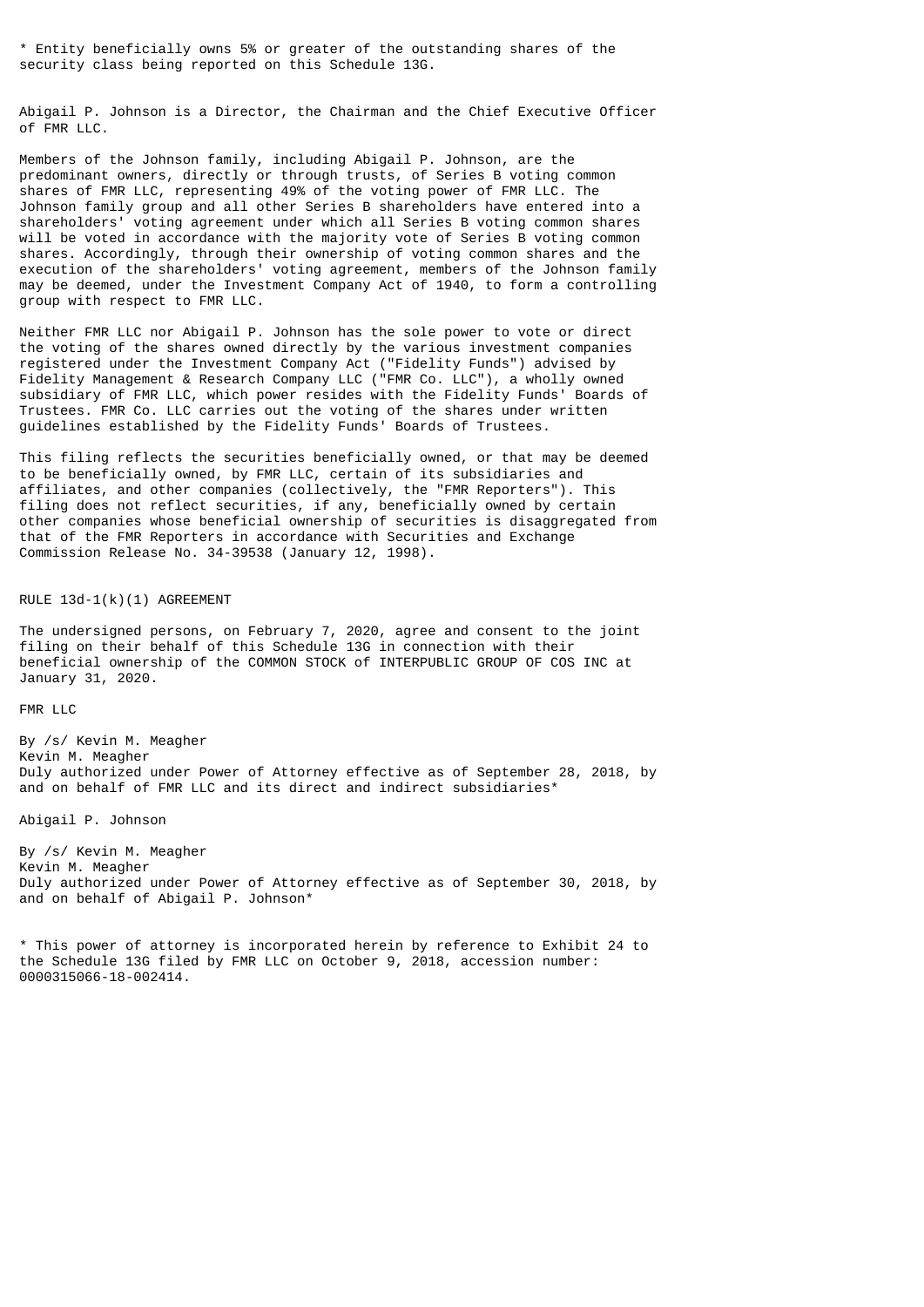* Entity beneficially owns 5% or greater of the outstanding shares of the security class being reported on this Schedule 13G.

Abigail P. Johnson is a Director, the Chairman and the Chief Executive Officer of FMR LLC.

Members of the Johnson family, including Abigail P. Johnson, are the predominant owners, directly or through trusts, of Series B voting common shares of FMR LLC, representing 49% of the voting power of FMR LLC. The Johnson family group and all other Series B shareholders have entered into a shareholders' voting agreement under which all Series B voting common shares will be voted in accordance with the majority vote of Series B voting common shares. Accordingly, through their ownership of voting common shares and the execution of the shareholders' voting agreement, members of the Johnson family may be deemed, under the Investment Company Act of 1940, to form a controlling group with respect to FMR LLC.

Neither FMR LLC nor Abigail P. Johnson has the sole power to vote or direct the voting of the shares owned directly by the various investment companies registered under the Investment Company Act ("Fidelity Funds") advised by Fidelity Management & Research Company LLC ("FMR Co. LLC"), a wholly owned subsidiary of FMR LLC, which power resides with the Fidelity Funds' Boards of Trustees. FMR Co. LLC carries out the voting of the shares under written guidelines established by the Fidelity Funds' Boards of Trustees.

This filing reflects the securities beneficially owned, or that may be deemed to be beneficially owned, by FMR LLC, certain of its subsidiaries and affiliates, and other companies (collectively, the "FMR Reporters"). This filing does not reflect securities, if any, beneficially owned by certain other companies whose beneficial ownership of securities is disaggregated from that of the FMR Reporters in accordance with Securities and Exchange Commission Release No. 34-39538 (January 12, 1998).

RULE 13d-1(k)(1) AGREEMENT

The undersigned persons, on February 7, 2020, agree and consent to the joint filing on their behalf of this Schedule 13G in connection with their beneficial ownership of the COMMON STOCK of INTERPUBLIC GROUP OF COS INC at January 31, 2020.

FMR LLC

By /s/ Kevin M. Meagher
Kevin M. Meagher
Duly authorized under Power of Attorney effective as of September 28, 2018, by and on behalf of FMR LLC and its direct and indirect subsidiaries*

Abigail P. Johnson

By /s/ Kevin M. Meagher
Kevin M. Meagher
Duly authorized under Power of Attorney effective as of September 30, 2018, by and on behalf of Abigail P. Johnson*

* This power of attorney is incorporated herein by reference to Exhibit 24 to the Schedule 13G filed by FMR LLC on October 9, 2018, accession number: 0000315066-18-002414.